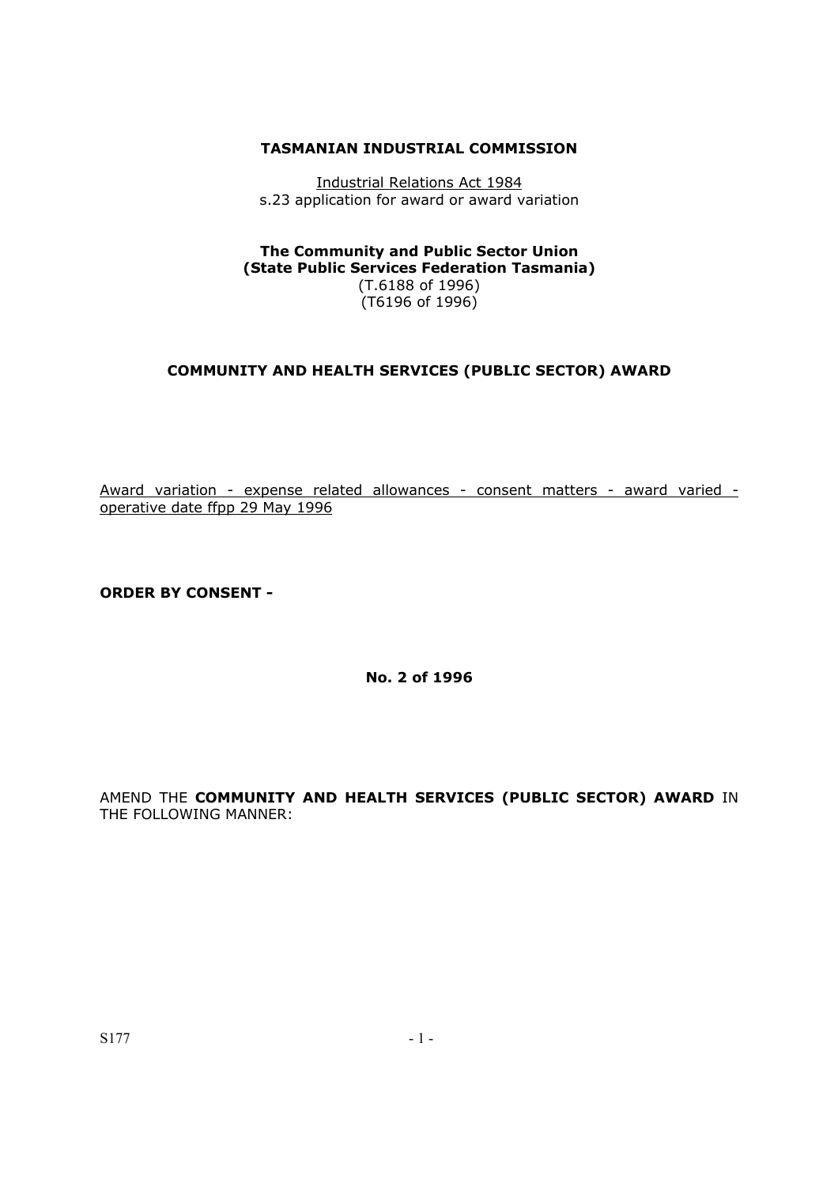**TASMANIAN INDUSTRIAL COMMISSION**

Industrial Relations Act 1984
s.23 application for award or award variation

**The Community and Public Sector Union**
**(State Public Services Federation Tasmania)**
(T.6188 of 1996)
(T6196 of 1996)

**COMMUNITY AND HEALTH SERVICES (PUBLIC SECTOR) AWARD**

Award variation - expense related allowances - consent matters - award varied - operative date ffpp 29 May 1996

**ORDER BY CONSENT -**

**No. 2 of 1996**

AMEND THE **COMMUNITY AND HEALTH SERVICES (PUBLIC SECTOR) AWARD** IN THE FOLLOWING MANNER: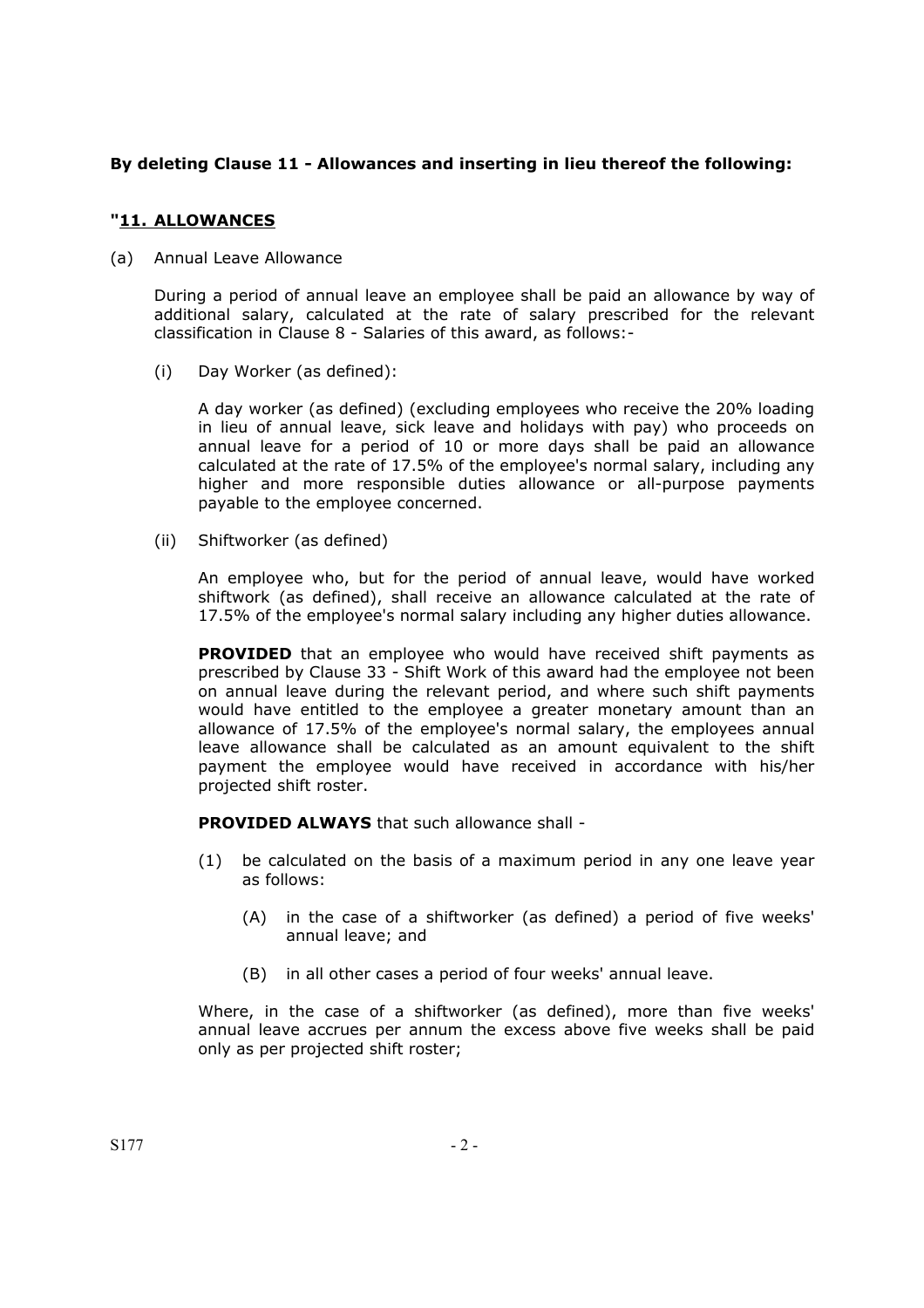**By deleting Clause 11 - Allowances and inserting in lieu thereof the following:**

**"<u>11. ALLOWANCES</u>**

(a) Annual Leave Allowance

During a period of annual leave an employee shall be paid an allowance by way of additional salary, calculated at the rate of salary prescribed for the relevant classification in Clause 8 - Salaries of this award, as follows:-

(i) Day Worker (as defined):

A day worker (as defined) (excluding employees who receive the 20% loading in lieu of annual leave, sick leave and holidays with pay) who proceeds on annual leave for a period of 10 or more days shall be paid an allowance calculated at the rate of 17.5% of the employee's normal salary, including any higher and more responsible duties allowance or all-purpose payments payable to the employee concerned.

(ii) Shiftworker (as defined)

An employee who, but for the period of annual leave, would have worked shiftwork (as defined), shall receive an allowance calculated at the rate of 17.5% of the employee's normal salary including any higher duties allowance.

**PROVIDED** that an employee who would have received shift payments as prescribed by Clause 33 - Shift Work of this award had the employee not been on annual leave during the relevant period, and where such shift payments would have entitled to the employee a greater monetary amount than an allowance of 17.5% of the employee's normal salary, the employees annual leave allowance shall be calculated as an amount equivalent to the shift payment the employee would have received in accordance with his/her projected shift roster.

**PROVIDED ALWAYS** that such allowance shall -

(1) be calculated on the basis of a maximum period in any one leave year as follows:

(A) in the case of a shiftworker (as defined) a period of five weeks' annual leave; and

(B) in all other cases a period of four weeks' annual leave.

Where, in the case of a shiftworker (as defined), more than five weeks' annual leave accrues per annum the excess above five weeks shall be paid only as per projected shift roster;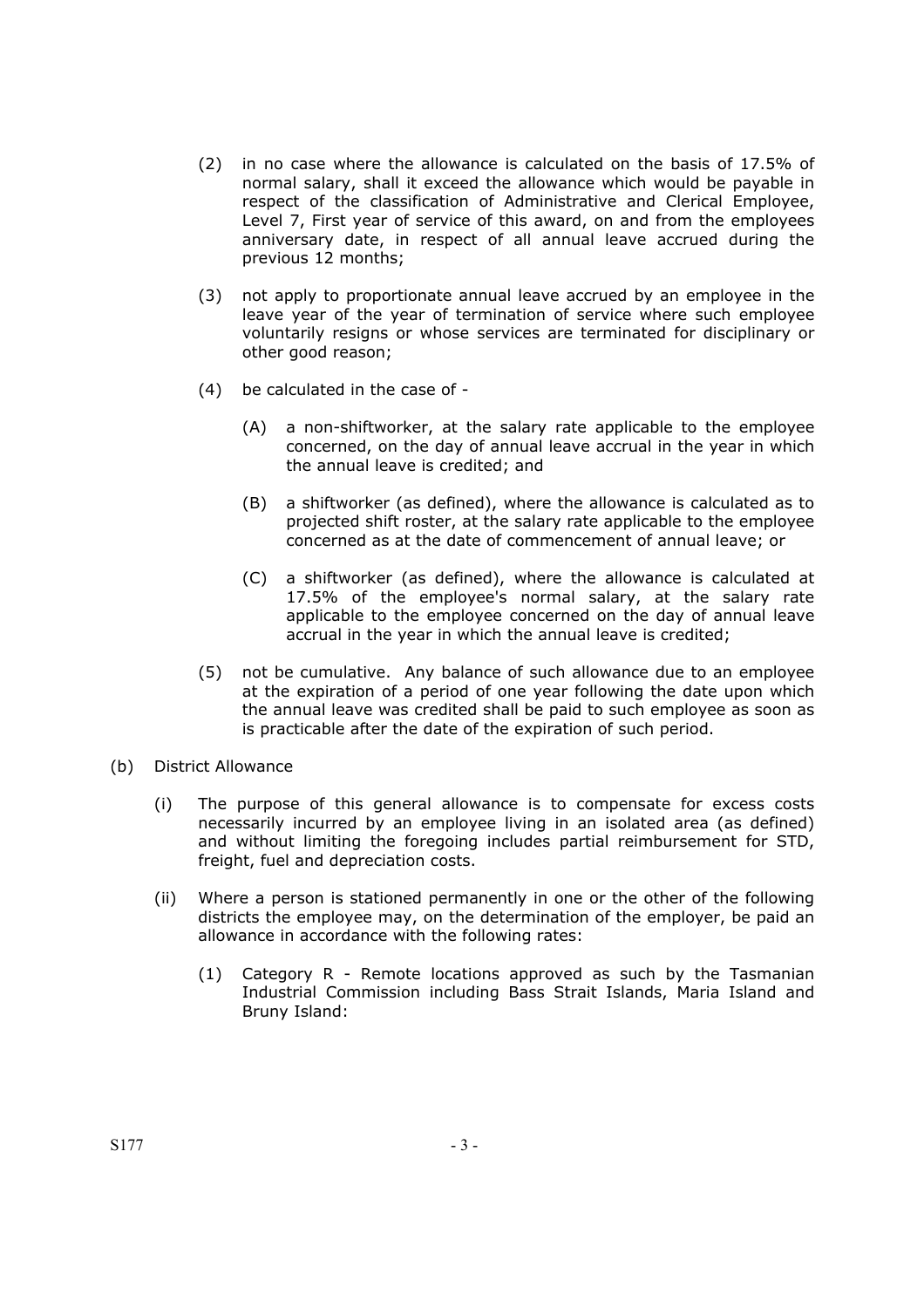(2) in no case where the allowance is calculated on the basis of 17.5% of normal salary, shall it exceed the allowance which would be payable in respect of the classification of Administrative and Clerical Employee, Level 7, First year of service of this award, on and from the employees anniversary date, in respect of all annual leave accrued during the previous 12 months;

(3) not apply to proportionate annual leave accrued by an employee in the leave year of the year of termination of service where such employee voluntarily resigns or whose services are terminated for disciplinary or other good reason;

(4) be calculated in the case of -

  (A) a non-shiftworker, at the salary rate applicable to the employee concerned, on the day of annual leave accrual in the year in which the annual leave is credited; and

  (B) a shiftworker (as defined), where the allowance is calculated as to projected shift roster, at the salary rate applicable to the employee concerned as at the date of commencement of annual leave; or

  (C) a shiftworker (as defined), where the allowance is calculated at 17.5% of the employee's normal salary, at the salary rate applicable to the employee concerned on the day of annual leave accrual in the year in which the annual leave is credited;

(5) not be cumulative. Any balance of such allowance due to an employee at the expiration of a period of one year following the date upon which the annual leave was credited shall be paid to such employee as soon as is practicable after the date of the expiration of such period.

(b) District Allowance

  (i) The purpose of this general allowance is to compensate for excess costs necessarily incurred by an employee living in an isolated area (as defined) and without limiting the foregoing includes partial reimbursement for STD, freight, fuel and depreciation costs.

  (ii) Where a person is stationed permanently in one or the other of the following districts the employee may, on the determination of the employer, be paid an allowance in accordance with the following rates:

    (1) Category R - Remote locations approved as such by the Tasmanian Industrial Commission including Bass Strait Islands, Maria Island and Bruny Island: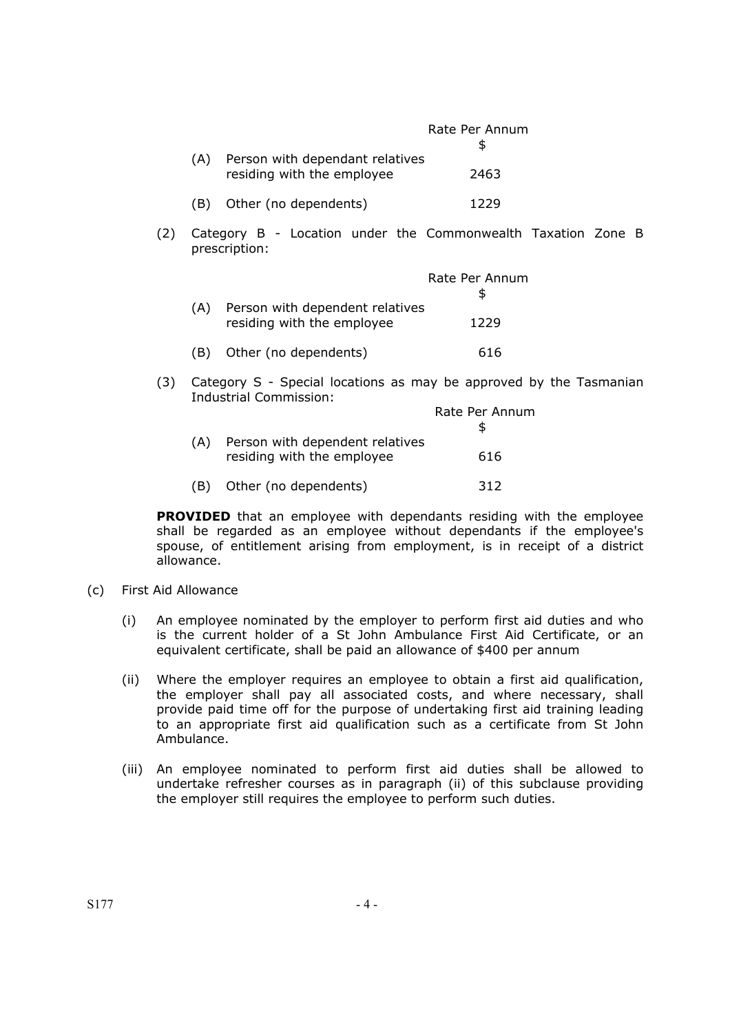| | | Rate Per Annum $ |
|---|---|---|
| (A) | Person with dependant relatives residing with the employee | 2463 |
| (B) | Other (no dependents) | 1229 |

(2) Category B - Location under the Commonwealth Taxation Zone B prescription:

| | | Rate Per Annum $ |
|---|---|---|
| (A) | Person with dependent relatives residing with the employee | 1229 |
| (B) | Other (no dependents) | 616 |

(3) Category S - Special locations as may be approved by the Tasmanian Industrial Commission:

| | | Rate Per Annum $ |
|---|---|---|
| (A) | Person with dependent relatives residing with the employee | 616 |
| (B) | Other (no dependents) | 312 |

**PROVIDED** that an employee with dependants residing with the employee shall be regarded as an employee without dependants if the employee's spouse, of entitlement arising from employment, is in receipt of a district allowance.

(c) First Aid Allowance

(i) An employee nominated by the employer to perform first aid duties and who is the current holder of a St John Ambulance First Aid Certificate, or an equivalent certificate, shall be paid an allowance of $400 per annum

(ii) Where the employer requires an employee to obtain a first aid qualification, the employer shall pay all associated costs, and where necessary, shall provide paid time off for the purpose of undertaking first aid training leading to an appropriate first aid qualification such as a certificate from St John Ambulance.

(iii) An employee nominated to perform first aid duties shall be allowed to undertake refresher courses as in paragraph (ii) of this subclause providing the employer still requires the employee to perform such duties.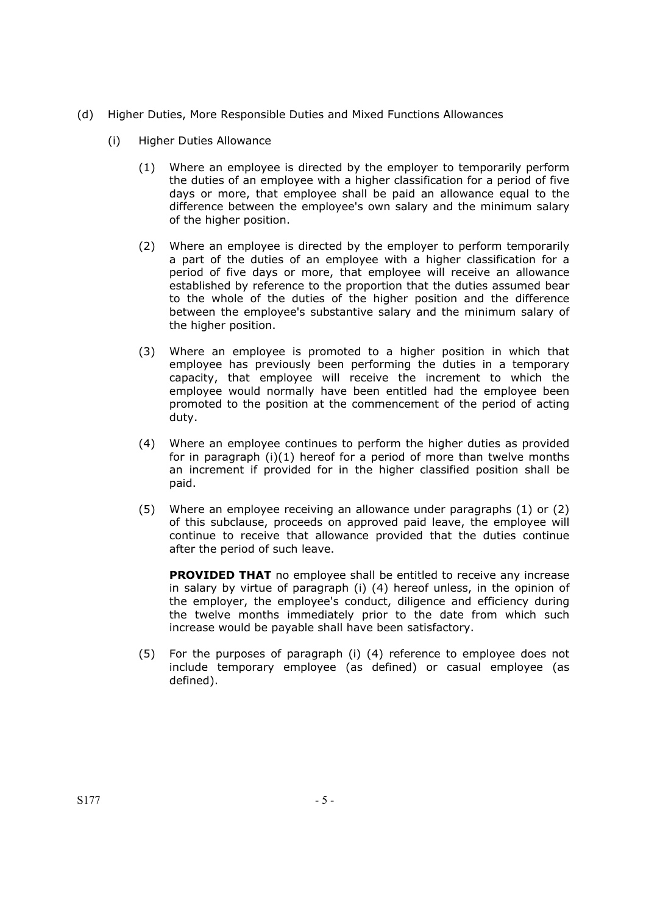(d) Higher Duties, More Responsible Duties and Mixed Functions Allowances

(i) Higher Duties Allowance

(1) Where an employee is directed by the employer to temporarily perform the duties of an employee with a higher classification for a period of five days or more, that employee shall be paid an allowance equal to the difference between the employee's own salary and the minimum salary of the higher position.

(2) Where an employee is directed by the employer to perform temporarily a part of the duties of an employee with a higher classification for a period of five days or more, that employee will receive an allowance established by reference to the proportion that the duties assumed bear to the whole of the duties of the higher position and the difference between the employee's substantive salary and the minimum salary of the higher position.

(3) Where an employee is promoted to a higher position in which that employee has previously been performing the duties in a temporary capacity, that employee will receive the increment to which the employee would normally have been entitled had the employee been promoted to the position at the commencement of the period of acting duty.

(4) Where an employee continues to perform the higher duties as provided for in paragraph (i)(1) hereof for a period of more than twelve months an increment if provided for in the higher classified position shall be paid.

(5) Where an employee receiving an allowance under paragraphs (1) or (2) of this subclause, proceeds on approved paid leave, the employee will continue to receive that allowance provided that the duties continue after the period of such leave.

**PROVIDED THAT** no employee shall be entitled to receive any increase in salary by virtue of paragraph (i) (4) hereof unless, in the opinion of the employer, the employee's conduct, diligence and efficiency during the twelve months immediately prior to the date from which such increase would be payable shall have been satisfactory.

(5) For the purposes of paragraph (i) (4) reference to employee does not include temporary employee (as defined) or casual employee (as defined).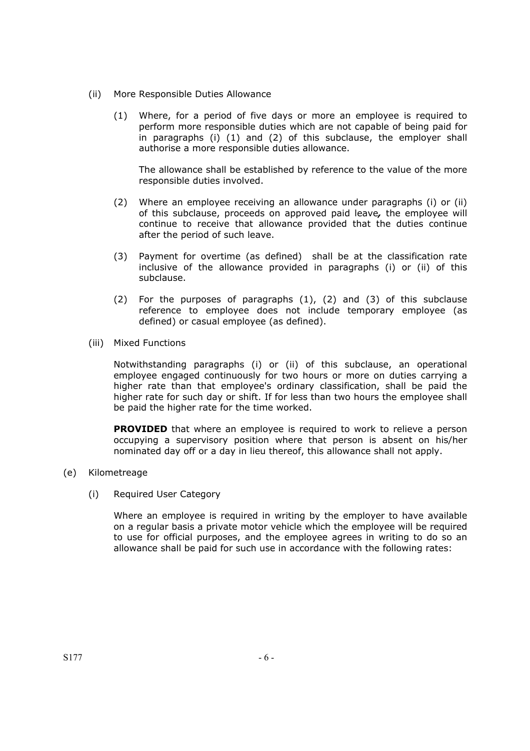(ii) More Responsible Duties Allowance

(1) Where, for a period of five days or more an employee is required to perform more responsible duties which are not capable of being paid for in paragraphs (i) (1) and (2) of this subclause, the employer shall authorise a more responsible duties allowance.

The allowance shall be established by reference to the value of the more responsible duties involved.

(2) Where an employee receiving an allowance under paragraphs (i) or (ii) of this subclause, proceeds on approved paid leave*,* the employee will continue to receive that allowance provided that the duties continue after the period of such leave.

(3) Payment for overtime (as defined) shall be at the classification rate inclusive of the allowance provided in paragraphs (i) or (ii) of this subclause.

(2) For the purposes of paragraphs (1), (2) and (3) of this subclause reference to employee does not include temporary employee (as defined) or casual employee (as defined).

(iii) Mixed Functions

Notwithstanding paragraphs (i) or (ii) of this subclause, an operational employee engaged continuously for two hours or more on duties carrying a higher rate than that employee's ordinary classification, shall be paid the higher rate for such day or shift. If for less than two hours the employee shall be paid the higher rate for the time worked.

**PROVIDED** that where an employee is required to work to relieve a person occupying a supervisory position where that person is absent on his/her nominated day off or a day in lieu thereof, this allowance shall not apply.

(e) Kilometreage

(i) Required User Category

Where an employee is required in writing by the employer to have available on a regular basis a private motor vehicle which the employee will be required to use for official purposes, and the employee agrees in writing to do so an allowance shall be paid for such use in accordance with the following rates: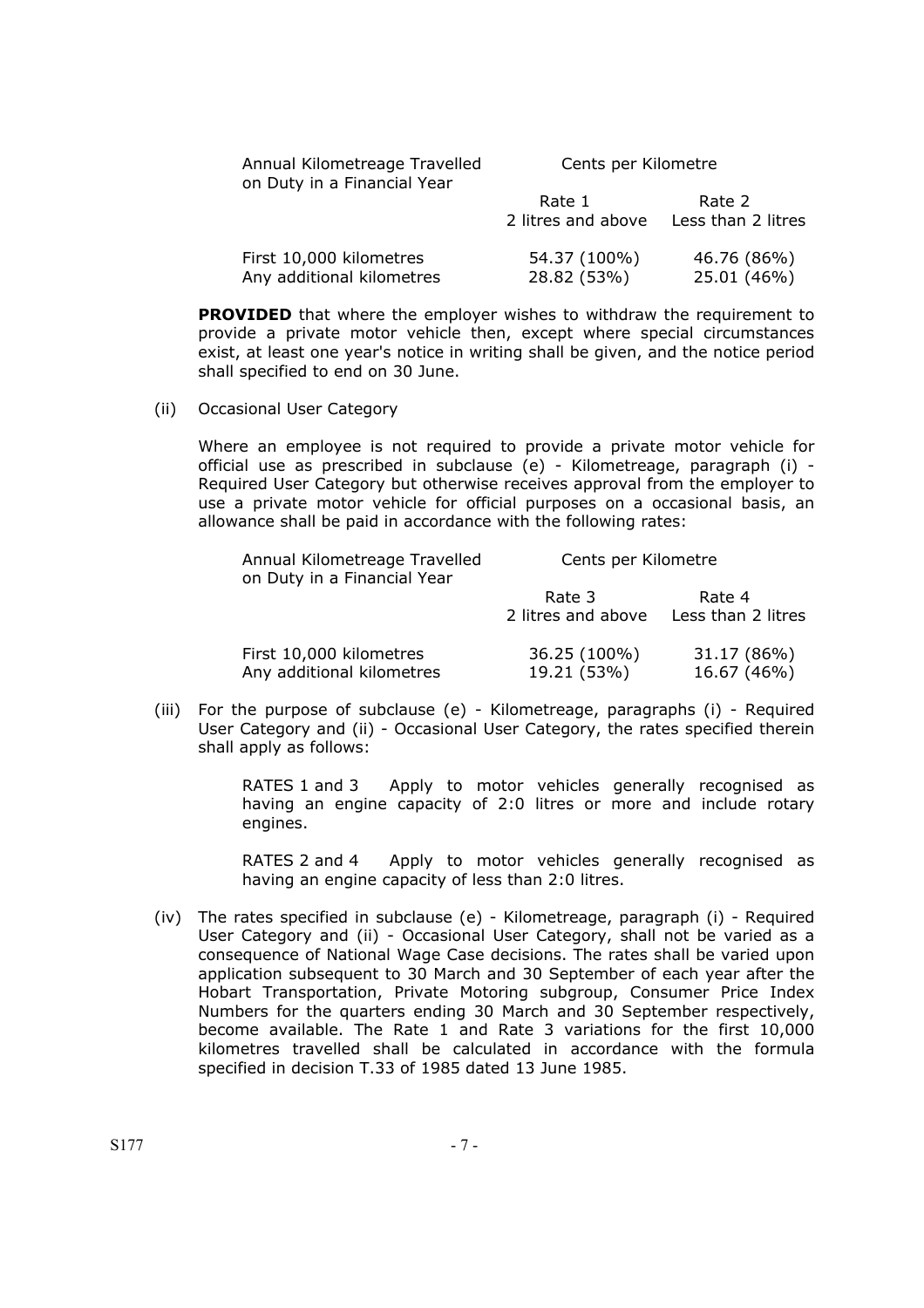| Annual Kilometreage Travelled on Duty in a Financial Year | Cents per Kilometre | |
|---|---|---|
| | Rate 1<br>2 litres and above | Rate 2<br>Less than 2 litres |
| First 10,000 kilometres | 54.37 (100%) | 46.76 (86%) |
| Any additional kilometres | 28.82 (53%) | 25.01 (46%) |

**PROVIDED** that where the employer wishes to withdraw the requirement to provide a private motor vehicle then, except where special circumstances exist, at least one year's notice in writing shall be given, and the notice period shall specified to end on 30 June.

(ii) Occasional User Category

Where an employee is not required to provide a private motor vehicle for official use as prescribed in subclause (e) - Kilometreage, paragraph (i) - Required User Category but otherwise receives approval from the employer to use a private motor vehicle for official purposes on a occasional basis, an allowance shall be paid in accordance with the following rates:

| Annual Kilometreage Travelled on Duty in a Financial Year | Cents per Kilometre | |
|---|---|---|
| | Rate 3<br>2 litres and above | Rate 4<br>Less than 2 litres |
| First 10,000 kilometres | 36.25 (100%) | 31.17 (86%) |
| Any additional kilometres | 19.21 (53%) | 16.67 (46%) |

(iii) For the purpose of subclause (e) - Kilometreage, paragraphs (i) - Required User Category and (ii) - Occasional User Category, the rates specified therein shall apply as follows:

RATES 1 and 3 Apply to motor vehicles generally recognised as having an engine capacity of 2:0 litres or more and include rotary engines.

RATES 2 and 4 Apply to motor vehicles generally recognised as having an engine capacity of less than 2:0 litres.

(iv) The rates specified in subclause (e) - Kilometreage, paragraph (i) - Required User Category and (ii) - Occasional User Category, shall not be varied as a consequence of National Wage Case decisions. The rates shall be varied upon application subsequent to 30 March and 30 September of each year after the Hobart Transportation, Private Motoring subgroup, Consumer Price Index Numbers for the quarters ending 30 March and 30 September respectively, become available. The Rate 1 and Rate 3 variations for the first 10,000 kilometres travelled shall be calculated in accordance with the formula specified in decision T.33 of 1985 dated 13 June 1985.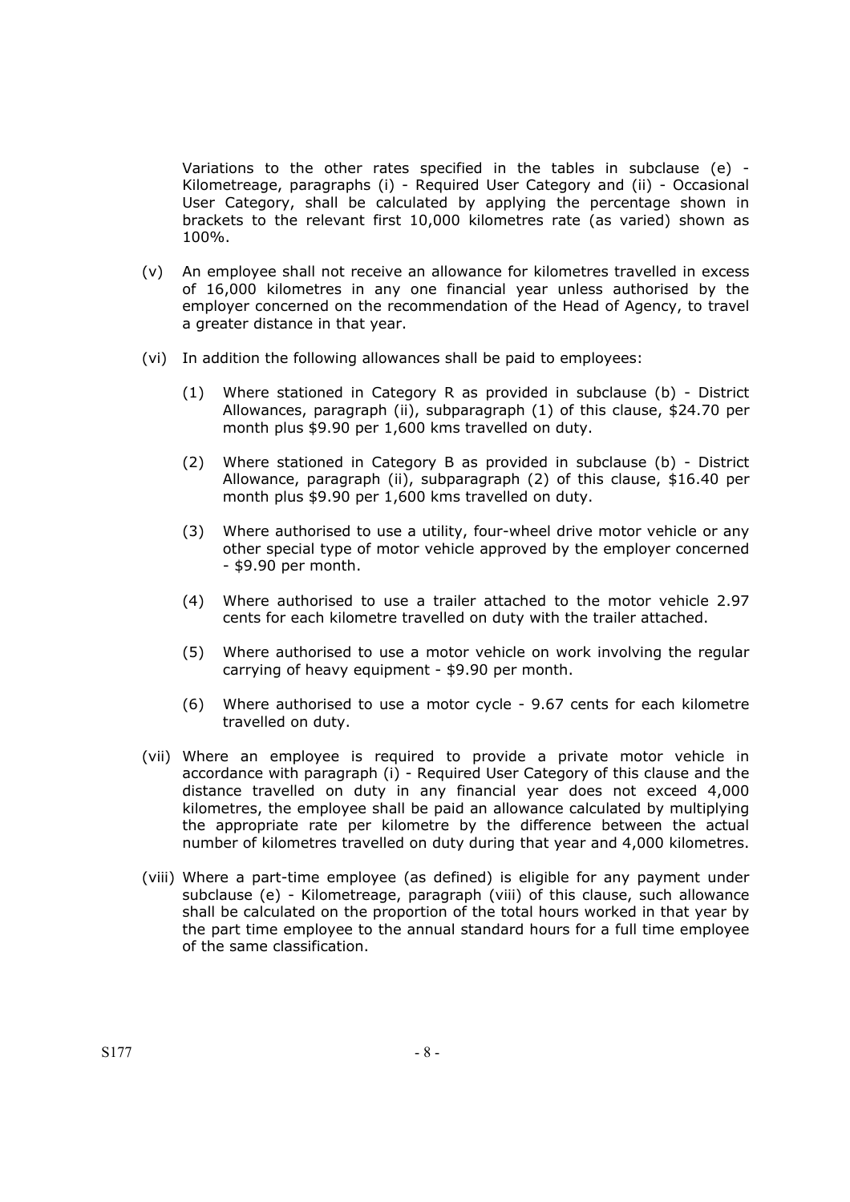Variations to the other rates specified in the tables in subclause (e) - Kilometreage, paragraphs (i) - Required User Category and (ii) - Occasional User Category, shall be calculated by applying the percentage shown in brackets to the relevant first 10,000 kilometres rate (as varied) shown as 100%.

(v) An employee shall not receive an allowance for kilometres travelled in excess of 16,000 kilometres in any one financial year unless authorised by the employer concerned on the recommendation of the Head of Agency, to travel a greater distance in that year.

(vi) In addition the following allowances shall be paid to employees:

(1) Where stationed in Category R as provided in subclause (b) - District Allowances, paragraph (ii), subparagraph (1) of this clause, $24.70 per month plus $9.90 per 1,600 kms travelled on duty.

(2) Where stationed in Category B as provided in subclause (b) - District Allowance, paragraph (ii), subparagraph (2) of this clause, $16.40 per month plus $9.90 per 1,600 kms travelled on duty.

(3) Where authorised to use a utility, four-wheel drive motor vehicle or any other special type of motor vehicle approved by the employer concerned - $9.90 per month.

(4) Where authorised to use a trailer attached to the motor vehicle 2.97 cents for each kilometre travelled on duty with the trailer attached.

(5) Where authorised to use a motor vehicle on work involving the regular carrying of heavy equipment - $9.90 per month.

(6) Where authorised to use a motor cycle - 9.67 cents for each kilometre travelled on duty.

(vii) Where an employee is required to provide a private motor vehicle in accordance with paragraph (i) - Required User Category of this clause and the distance travelled on duty in any financial year does not exceed 4,000 kilometres, the employee shall be paid an allowance calculated by multiplying the appropriate rate per kilometre by the difference between the actual number of kilometres travelled on duty during that year and 4,000 kilometres.

(viii) Where a part-time employee (as defined) is eligible for any payment under subclause (e) - Kilometreage, paragraph (viii) of this clause, such allowance shall be calculated on the proportion of the total hours worked in that year by the part time employee to the annual standard hours for a full time employee of the same classification.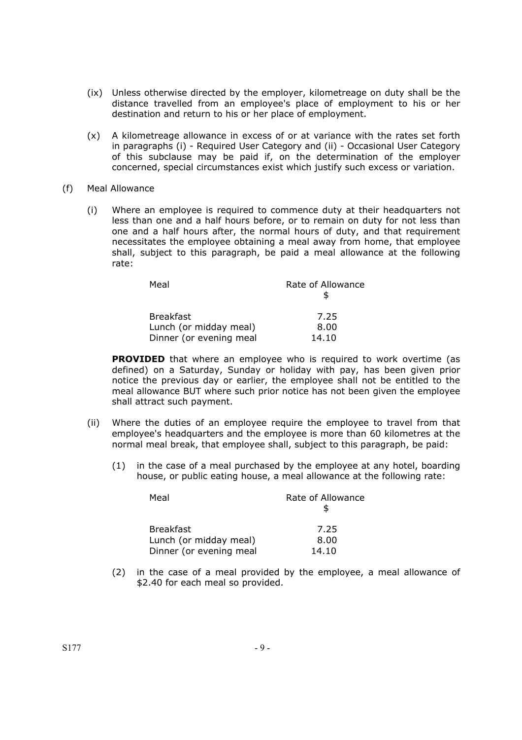(ix) Unless otherwise directed by the employer, kilometreage on duty shall be the distance travelled from an employee's place of employment to his or her destination and return to his or her place of employment.

(x) A kilometreage allowance in excess of or at variance with the rates set forth in paragraphs (i) - Required User Category and (ii) - Occasional User Category of this subclause may be paid if, on the determination of the employer concerned, special circumstances exist which justify such excess or variation.

(f) Meal Allowance

(i) Where an employee is required to commence duty at their headquarters not less than one and a half hours before, or to remain on duty for not less than one and a half hours after, the normal hours of duty, and that requirement necessitates the employee obtaining a meal away from home, that employee shall, subject to this paragraph, be paid a meal allowance at the following rate:

| Meal | Rate of Allowance $ |
|---|---|
| Breakfast | 7.25 |
| Lunch (or midday meal) | 8.00 |
| Dinner (or evening meal | 14.10 |

**PROVIDED** that where an employee who is required to work overtime (as defined) on a Saturday, Sunday or holiday with pay, has been given prior notice the previous day or earlier, the employee shall not be entitled to the meal allowance BUT where such prior notice has not been given the employee shall attract such payment.

(ii) Where the duties of an employee require the employee to travel from that employee's headquarters and the employee is more than 60 kilometres at the normal meal break, that employee shall, subject to this paragraph, be paid:

(1) in the case of a meal purchased by the employee at any hotel, boarding house, or public eating house, a meal allowance at the following rate:

| Meal | Rate of Allowance $ |
|---|---|
| Breakfast | 7.25 |
| Lunch (or midday meal) | 8.00 |
| Dinner (or evening meal | 14.10 |

(2) in the case of a meal provided by the employee, a meal allowance of $2.40 for each meal so provided.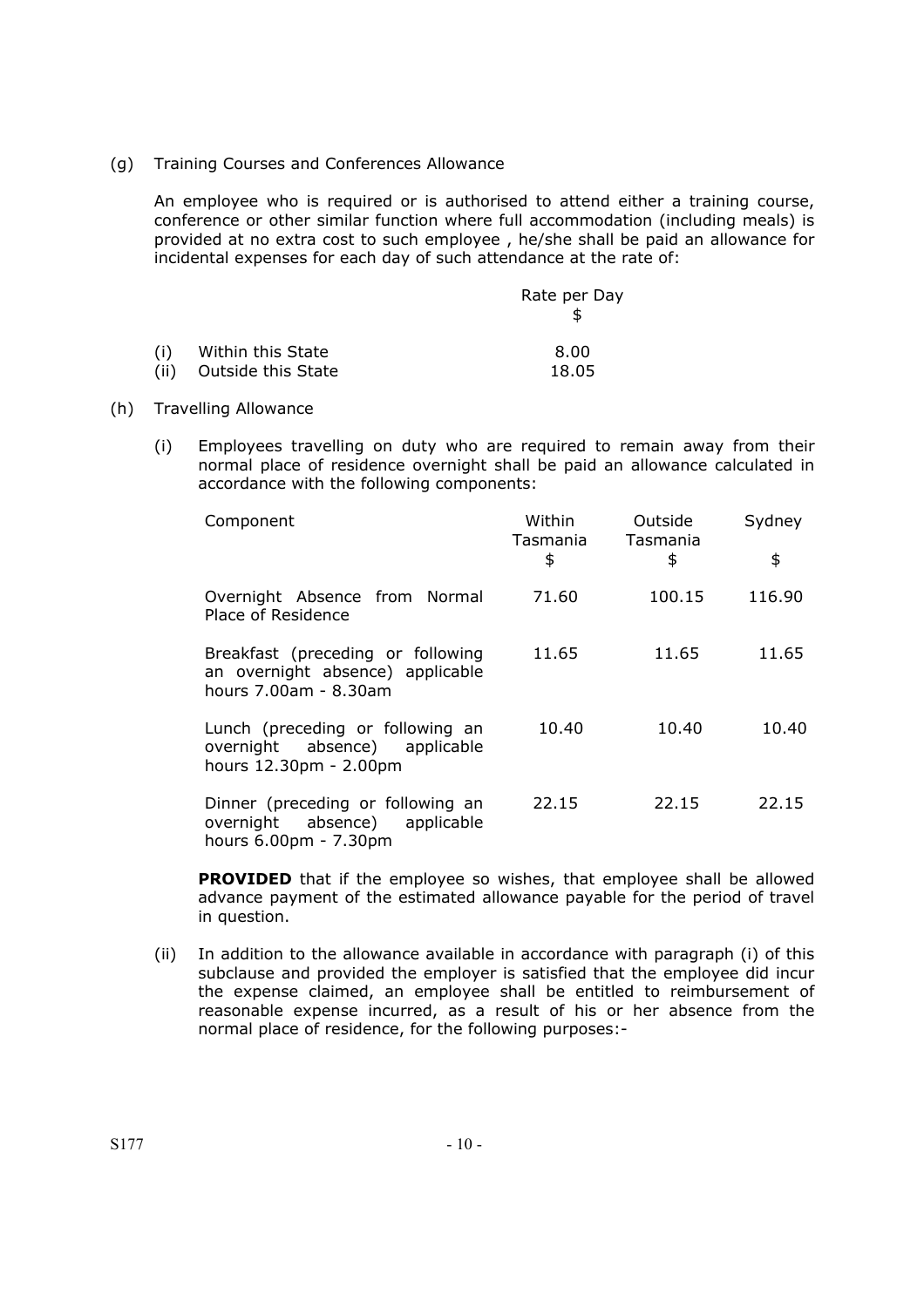(g) Training Courses and Conferences Allowance

An employee who is required or is authorised to attend either a training course, conference or other similar function where full accommodation (including meals) is provided at no extra cost to such employee , he/she shall be paid an allowance for incidental expenses for each day of such attendance at the rate of:

| | | Rate per Day $ |
|---|---|---|
| (i) | Within this State | 8.00 |
| (ii) | Outside this State | 18.05 |

(h) Travelling Allowance

(i) Employees travelling on duty who are required to remain away from their normal place of residence overnight shall be paid an allowance calculated in accordance with the following components:

| Component | Within Tasmania $ | Outside Tasmania $ | Sydney $ |
|---|---|---|---|
| Overnight Absence from Normal Place of Residence | 71.60 | 100.15 | 116.90 |
| Breakfast (preceding or following an overnight absence) applicable hours 7.00am - 8.30am | 11.65 | 11.65 | 11.65 |
| Lunch (preceding or following an overnight absence) applicable hours 12.30pm - 2.00pm | 10.40 | 10.40 | 10.40 |
| Dinner (preceding or following an overnight absence) applicable hours 6.00pm - 7.30pm | 22.15 | 22.15 | 22.15 |

**PROVIDED** that if the employee so wishes, that employee shall be allowed advance payment of the estimated allowance payable for the period of travel in question.

(ii) In addition to the allowance available in accordance with paragraph (i) of this subclause and provided the employer is satisfied that the employee did incur the expense claimed, an employee shall be entitled to reimbursement of reasonable expense incurred, as a result of his or her absence from the normal place of residence, for the following purposes:-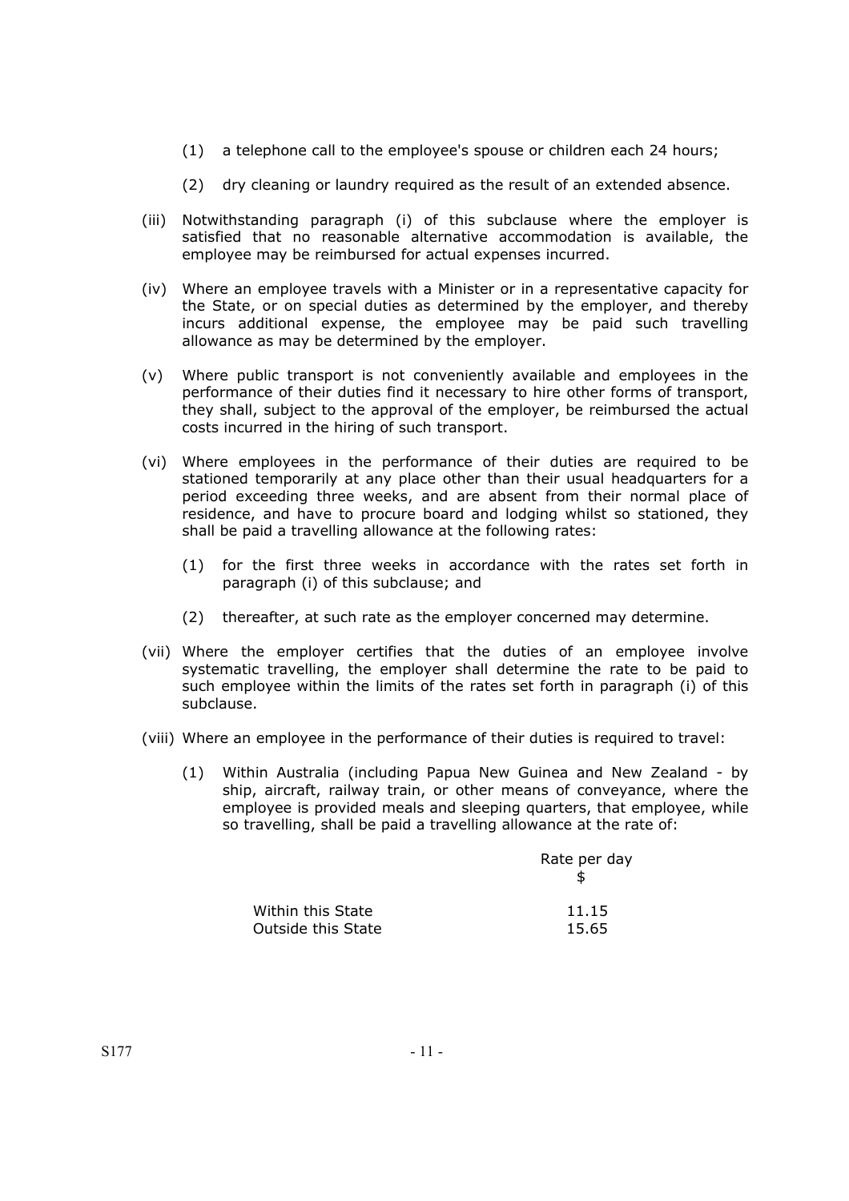(1) a telephone call to the employee's spouse or children each 24 hours;

(2) dry cleaning or laundry required as the result of an extended absence.

(iii) Notwithstanding paragraph (i) of this subclause where the employer is satisfied that no reasonable alternative accommodation is available, the employee may be reimbursed for actual expenses incurred.

(iv) Where an employee travels with a Minister or in a representative capacity for the State, or on special duties as determined by the employer, and thereby incurs additional expense, the employee may be paid such travelling allowance as may be determined by the employer.

(v) Where public transport is not conveniently available and employees in the performance of their duties find it necessary to hire other forms of transport, they shall, subject to the approval of the employer, be reimbursed the actual costs incurred in the hiring of such transport.

(vi) Where employees in the performance of their duties are required to be stationed temporarily at any place other than their usual headquarters for a period exceeding three weeks, and are absent from their normal place of residence, and have to procure board and lodging whilst so stationed, they shall be paid a travelling allowance at the following rates:

(1) for the first three weeks in accordance with the rates set forth in paragraph (i) of this subclause; and

(2) thereafter, at such rate as the employer concerned may determine.

(vii) Where the employer certifies that the duties of an employee involve systematic travelling, the employer shall determine the rate to be paid to such employee within the limits of the rates set forth in paragraph (i) of this subclause.

(viii) Where an employee in the performance of their duties is required to travel:

(1) Within Australia (including Papua New Guinea and New Zealand - by ship, aircraft, railway train, or other means of conveyance, where the employee is provided meals and sleeping quarters, that employee, while so travelling, shall be paid a travelling allowance at the rate of:

| | Rate per day $ |
|---|---|
| Within this State | 11.15 |
| Outside this State | 15.65 |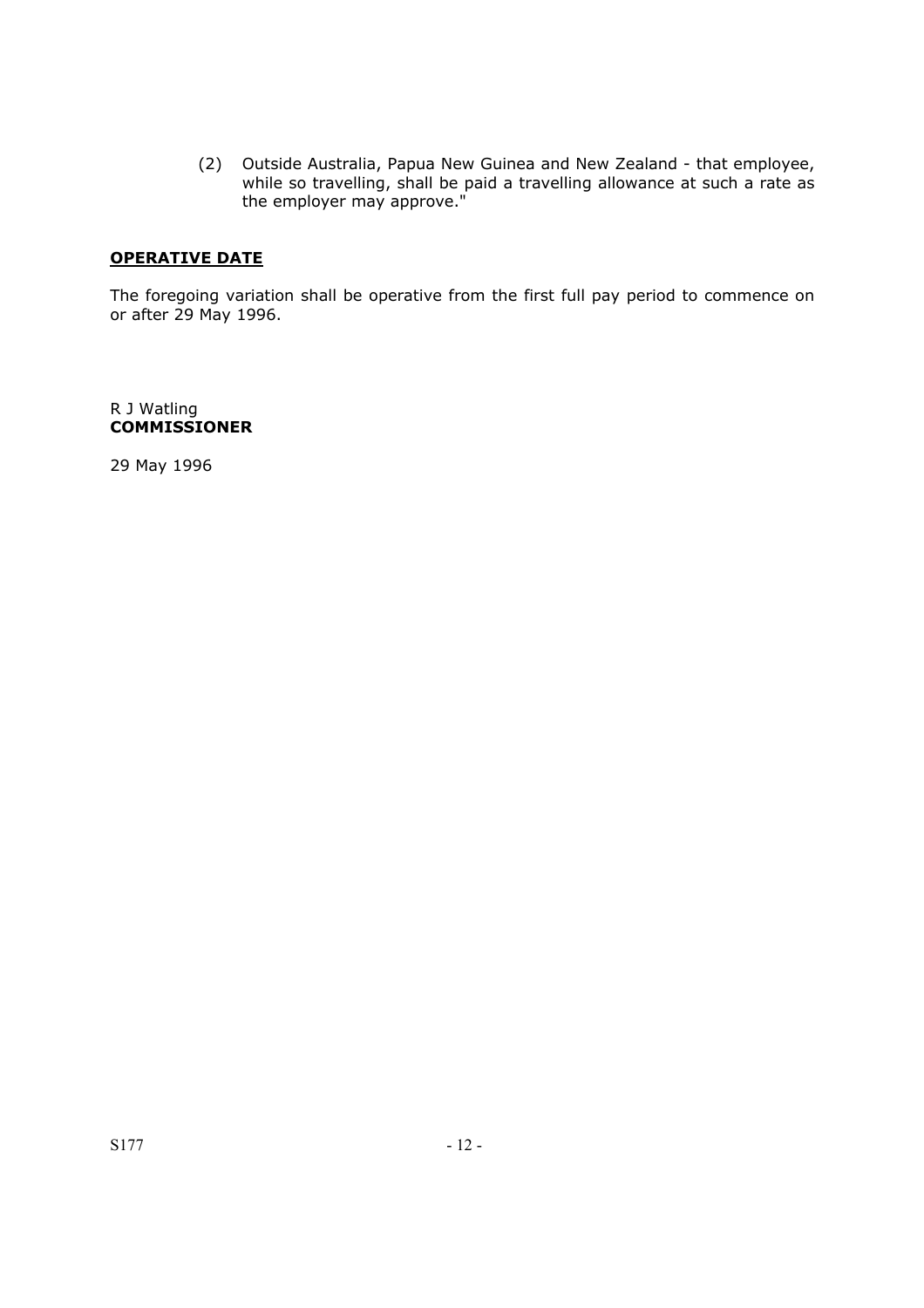(2) Outside Australia, Papua New Guinea and New Zealand - that employee, while so travelling, shall be paid a travelling allowance at such a rate as the employer may approve."

## OPERATIVE DATE

The foregoing variation shall be operative from the first full pay period to commence on or after 29 May 1996.

R J Watling
**COMMISSIONER**

29 May 1996

S177